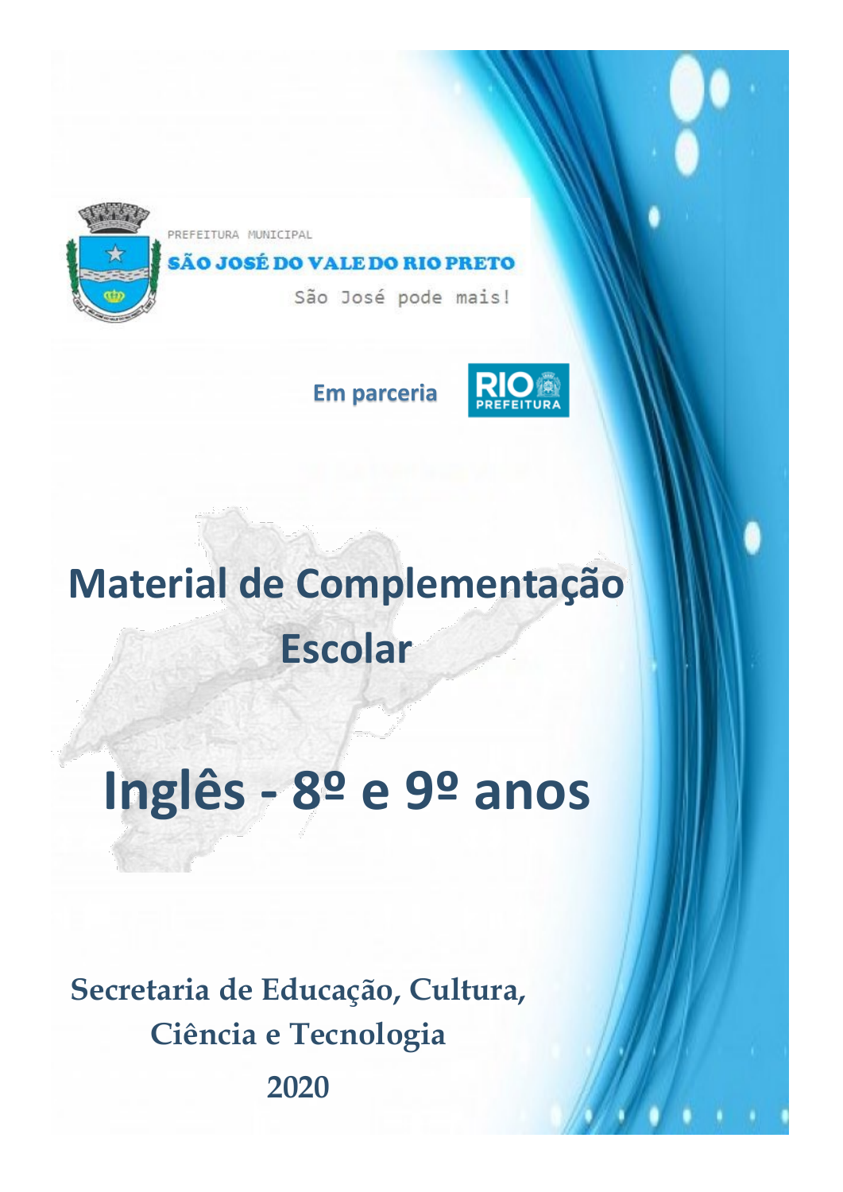PREFEITURA MUNICIPAL

**SÃO JOSÉ DO VALE DO RIO PRETO**

São José pode mais!

Em parceria

RIO PREFEITURA

# Material de Complementação Escolar

# Inglês - 8º e 9º anos

**Secretaria de Educação, Cultura, Ciência e Tecnologia**

**2020**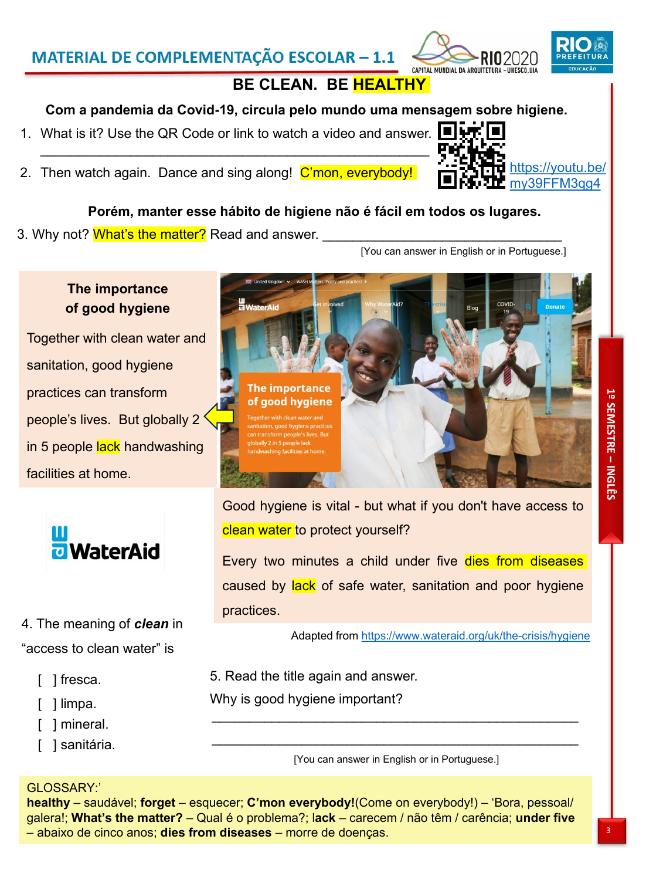# MATERIAL DE COMPLEMENTAÇÃO ESCOLAR – 1.1

## BE CLEAN. BE HEALTHY

**Com a pandemia da Covid-19, circula pelo mundo uma mensagem sobre higiene.**

1. What is it? Use the QR Code or link to watch a video and answer. ______________________________________________

2. Then watch again. Dance and sing along! C'mon, everybody!

https://youtu.be/my39FFM3qg4

**Porém, manter esse hábito de higiene não é fácil em todos os lugares.**

3. Why not? What's the matter? Read and answer. ________________________________

[You can answer in English or in Portuguese.]

**The importance of good hygiene**

Together with clean water and sanitation, good hygiene practices can transform people's lives. But globally 2 in 5 people lack handwashing facilities at home.

WaterAid

Good hygiene is vital - but what if you don't have access to clean water to protect yourself?

Every two minutes a child under five dies from diseases caused by lack of safe water, sanitation and poor hygiene practices.

Adapted from https://www.wateraid.org/uk/the-crisis/hygiene

4. The meaning of ***clean*** in "access to clean water" is

[ ] fresca.
[ ] limpa.
[ ] mineral.
[ ] sanitária.

5. Read the title again and answer.
Why is good hygiene important?

______________________________________________

______________________________________________

[You can answer in English or in Portuguese.]

GLOSSARY:'
**healthy** – saudável; **forget** – esquecer; **C'mon everybody!**(Come on everybody!) – 'Bora, pessoal/ galera!; **What's the matter?** – Qual é o problema?; l**ack** – carecem / não têm / carência; **under five** – abaixo de cinco anos; **dies from diseases** – morre de doenças.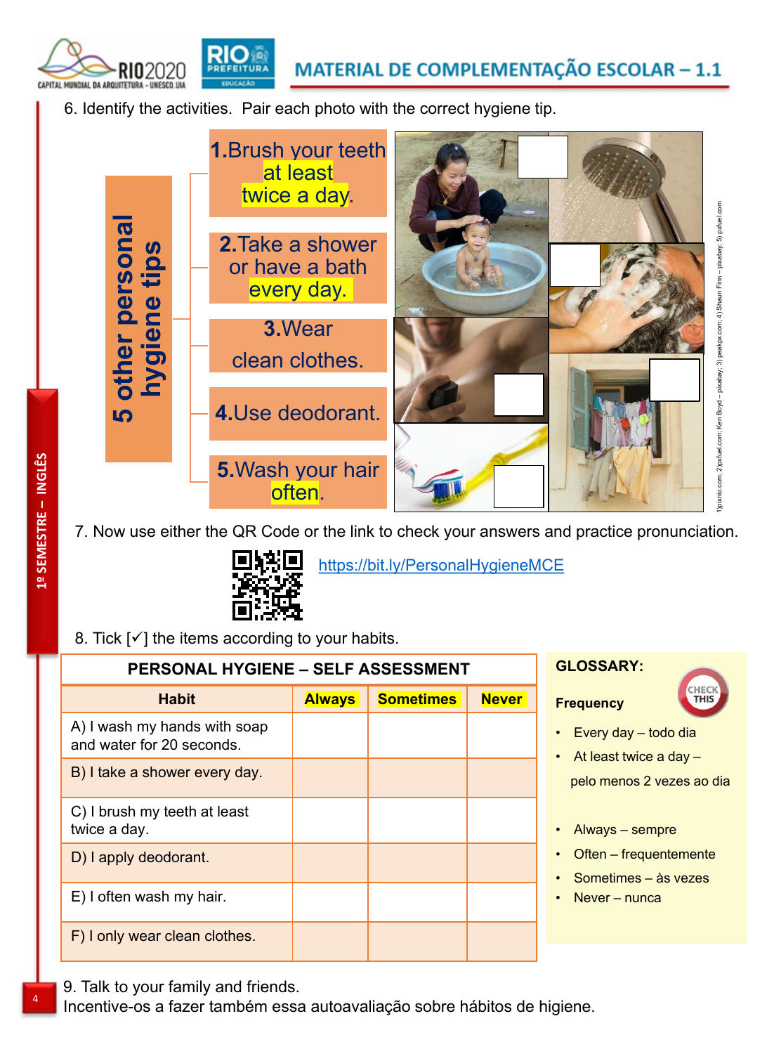6. Identify the activities. Pair each photo with the correct hygiene tip.

**5 other personal hygiene tips**

1. Brush your teeth at least twice a day.
2. Take a shower or have a bath every day.
3. Wear clean clothes.
4. Use deodorant.
5. Wash your hair often.

1) pixnio.com; 2) pxfuel.com; Ken Boyd – pixabay; 3) peakpx.com; 4) Shaun Finn – pixabay; 5) pxfuel.com

7. Now use either the QR Code or the link to check your answers and practice pronunciation.

https://bit.ly/PersonalHygieneMCE

8. Tick [✓] the items according to your habits.

| PERSONAL HYGIENE – SELF ASSESSMENT | | | |
|---|---|---|---|
| **Habit** | **Always** | **Sometimes** | **Never** |
| A) I wash my hands with soap and water for 20 seconds. | | | |
| B) I take a shower every day. | | | |
| C) I brush my teeth at least twice a day. | | | |
| D) I apply deodorant. | | | |
| E) I often wash my hair. | | | |
| F) I only wear clean clothes. | | | |

**GLOSSARY:**

CHECK THIS

**Frequency**

- Every day – todo dia
- At least twice a day – pelo menos 2 vezes ao dia

- Always – sempre
- Often – frequentemente
- Sometimes – às vezes
- Never – nunca

9. Talk to your family and friends.
Incentive-os a fazer também essa autoavaliação sobre hábitos de higiene.